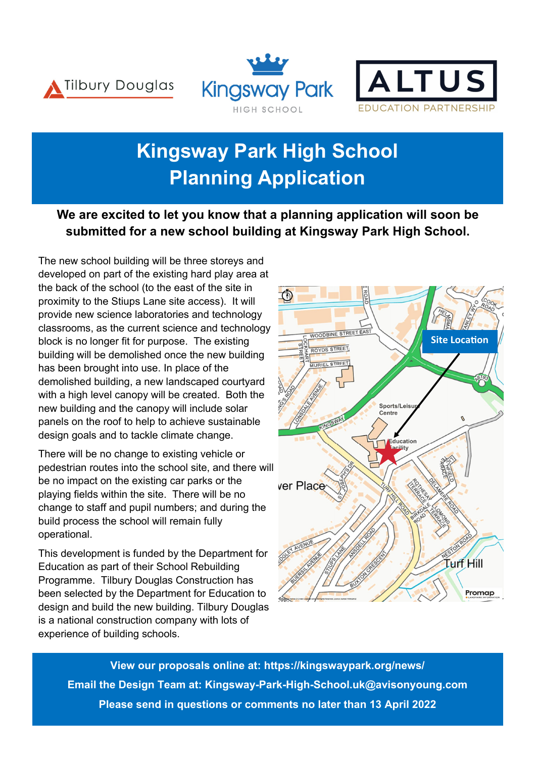Tilbury Douglas | Kingsway Park HIGH SCHOOL | ALTUS EDUCATION PARTNERSHIP

# Kingsway Park High School Planning Application

**We are excited to let you know that a planning application will soon be submitted for a new school building at Kingsway Park High School.**

The new school building will be three storeys and developed on part of the existing hard play area at the back of the school (to the east of the site in proximity to the Stiups Lane site access). It will provide new science laboratories and technology classrooms, as the current science and technology block is no longer fit for purpose. The existing building will be demolished once the new building has been brought into use. In place of the demolished building, a new landscaped courtyard with a high level canopy will be created. Both the new building and the canopy will include solar panels on the roof to help to achieve sustainable design goals and to tackle climate change.

There will be no change to existing vehicle or pedestrian routes into the school site, and there will be no impact on the existing car parks or the playing fields within the site. There will be no change to staff and pupil numbers; and during the build process the school will remain fully operational.

This development is funded by the Department for Education as part of their School Rebuilding Programme. Tilbury Douglas Construction has been selected by the Department for Education to design and build the new building. Tilbury Douglas is a national construction company with lots of experience of building schools.

Site Location

**View our proposals online at: https://kingswaypark.org/news/**

**Email the Design Team at: Kingsway-Park-High-School.uk@avisonyoung.com**

**Please send in questions or comments no later than 13 April 2022**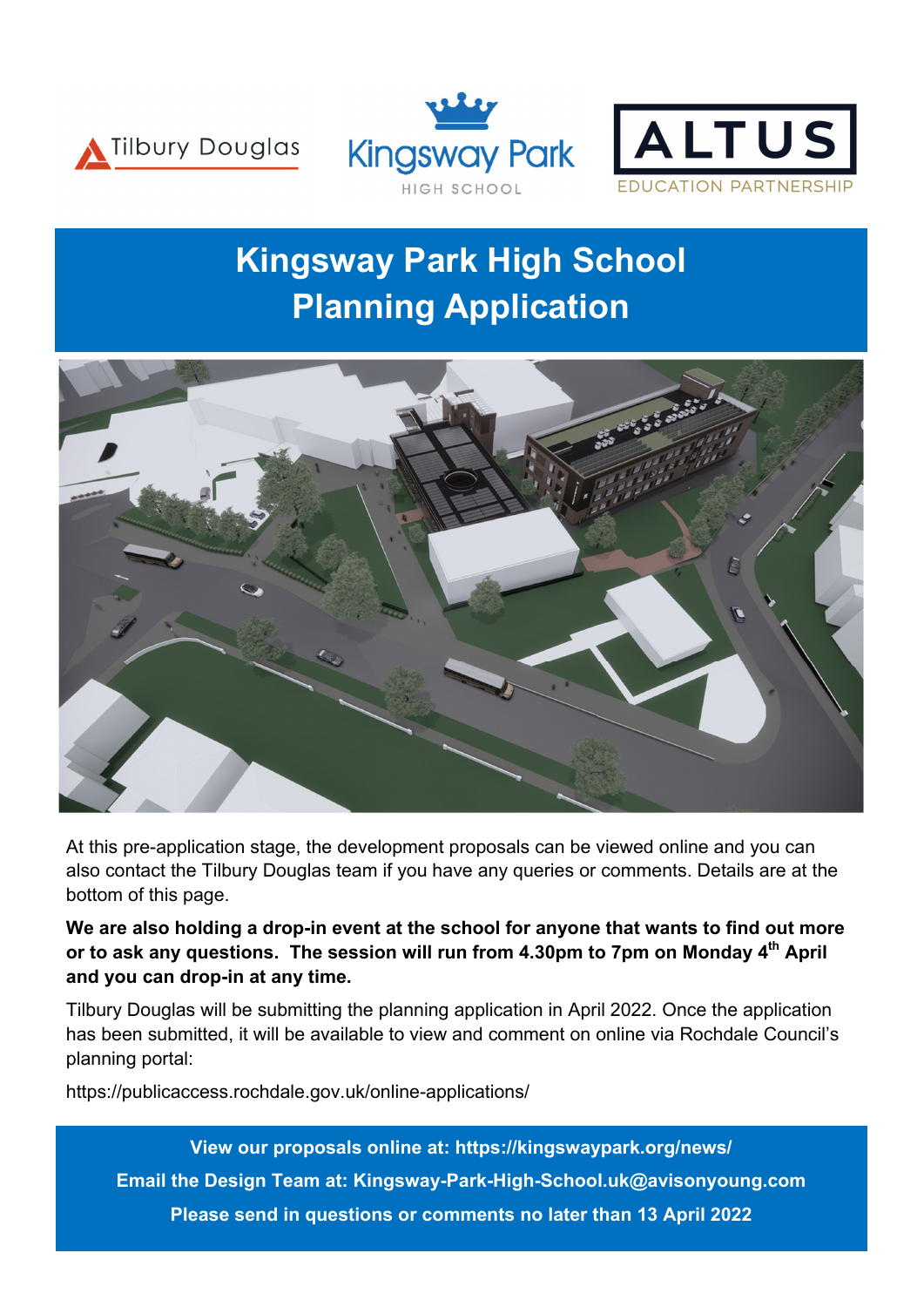Tilbury Douglas

Kingsway Park HIGH SCHOOL

ALTUS EDUCATION PARTNERSHIP

# Kingsway Park High School Planning Application

At this pre-application stage, the development proposals can be viewed online and you can also contact the Tilbury Douglas team if you have any queries or comments. Details are at the bottom of this page.

**We are also holding a drop-in event at the school for anyone that wants to find out more or to ask any questions. The session will run from 4.30pm to 7pm on Monday 4th April and you can drop-in at any time.**

Tilbury Douglas will be submitting the planning application in April 2022. Once the application has been submitted, it will be available to view and comment on online via Rochdale Council's planning portal:

https://publicaccess.rochdale.gov.uk/online-applications/

**View our proposals online at: https://kingswaypark.org/news/**

**Email the Design Team at: Kingsway-Park-High-School.uk@avisonyoung.com**

**Please send in questions or comments no later than 13 April 2022**